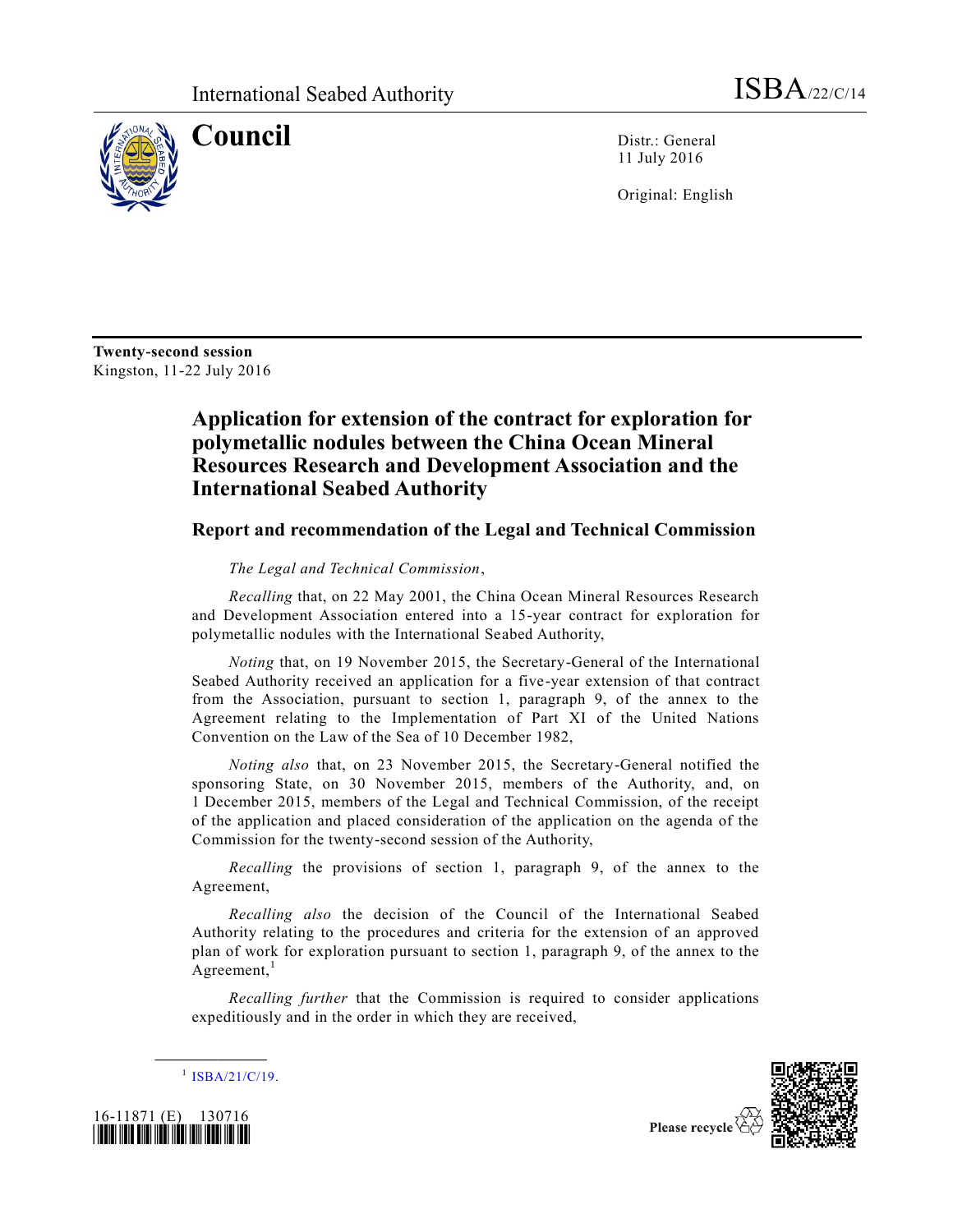International Seabed Authority ISBA/22/C/14

# Council

Distr.: General
11 July 2016

Original: English

**Twenty-second session**
Kingston, 11-22 July 2016

# Application for extension of the contract for exploration for polymetallic nodules between the China Ocean Mineral Resources Research and Development Association and the International Seabed Authority

## Report and recommendation of the Legal and Technical Commission

*The Legal and Technical Commission*,

*Recalling* that, on 22 May 2001, the China Ocean Mineral Resources Research and Development Association entered into a 15-year contract for exploration for polymetallic nodules with the International Seabed Authority,

*Noting* that, on 19 November 2015, the Secretary-General of the International Seabed Authority received an application for a five-year extension of that contract from the Association, pursuant to section 1, paragraph 9, of the annex to the Agreement relating to the Implementation of Part XI of the United Nations Convention on the Law of the Sea of 10 December 1982,

*Noting also* that, on 23 November 2015, the Secretary-General notified the sponsoring State, on 30 November 2015, members of the Authority, and, on 1 December 2015, members of the Legal and Technical Commission, of the receipt of the application and placed consideration of the application on the agenda of the Commission for the twenty-second session of the Authority,

*Recalling* the provisions of section 1, paragraph 9, of the annex to the Agreement,

*Recalling also* the decision of the Council of the International Seabed Authority relating to the procedures and criteria for the extension of an approved plan of work for exploration pursuant to section 1, paragraph 9, of the annex to the Agreement,[1]

*Recalling further* that the Commission is required to consider applications expeditiously and in the order in which they are received,

[1] ISBA/21/C/19.

16-11871 (E) 130716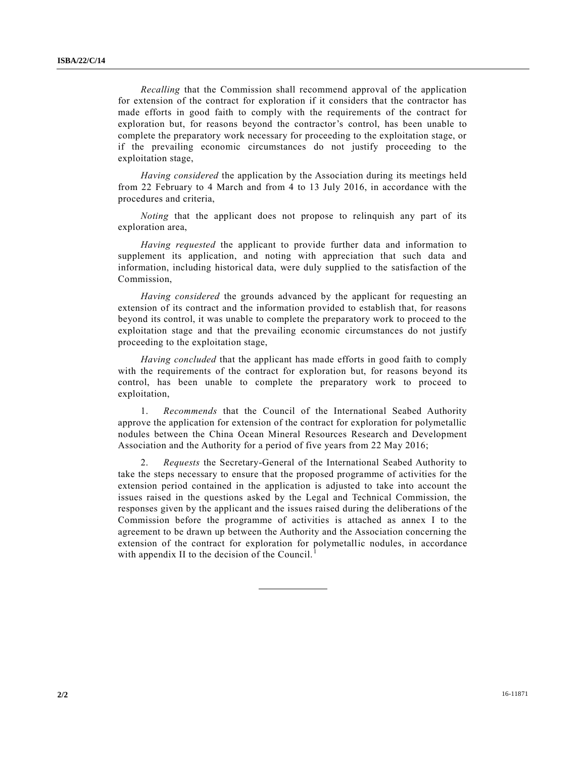*Recalling* that the Commission shall recommend approval of the application for extension of the contract for exploration if it considers that the contractor has made efforts in good faith to comply with the requirements of the contract for exploration but, for reasons beyond the contractor's control, has been unable to complete the preparatory work necessary for proceeding to the exploitation stage, or if the prevailing economic circumstances do not justify proceeding to the exploitation stage,

*Having considered* the application by the Association during its meetings held from 22 February to 4 March and from 4 to 13 July 2016, in accordance with the procedures and criteria,

*Noting* that the applicant does not propose to relinquish any part of its exploration area,

*Having requested* the applicant to provide further data and information to supplement its application, and noting with appreciation that such data and information, including historical data, were duly supplied to the satisfaction of the Commission,

*Having considered* the grounds advanced by the applicant for requesting an extension of its contract and the information provided to establish that, for reasons beyond its control, it was unable to complete the preparatory work to proceed to the exploitation stage and that the prevailing economic circumstances do not justify proceeding to the exploitation stage,

*Having concluded* that the applicant has made efforts in good faith to comply with the requirements of the contract for exploration but, for reasons beyond its control, has been unable to complete the preparatory work to proceed to exploitation,

1. *Recommends* that the Council of the International Seabed Authority approve the application for extension of the contract for exploration for polymetallic nodules between the China Ocean Mineral Resources Research and Development Association and the Authority for a period of five years from 22 May 2016;

2. *Requests* the Secretary-General of the International Seabed Authority to take the steps necessary to ensure that the proposed programme of activities for the extension period contained in the application is adjusted to take into account the issues raised in the questions asked by the Legal and Technical Commission, the responses given by the applicant and the issues raised during the deliberations of the Commission before the programme of activities is attached as annex I to the agreement to be drawn up between the Authority and the Association concerning the extension of the contract for exploration for polymetallic nodules, in accordance with appendix II to the decision of the Council.[1]